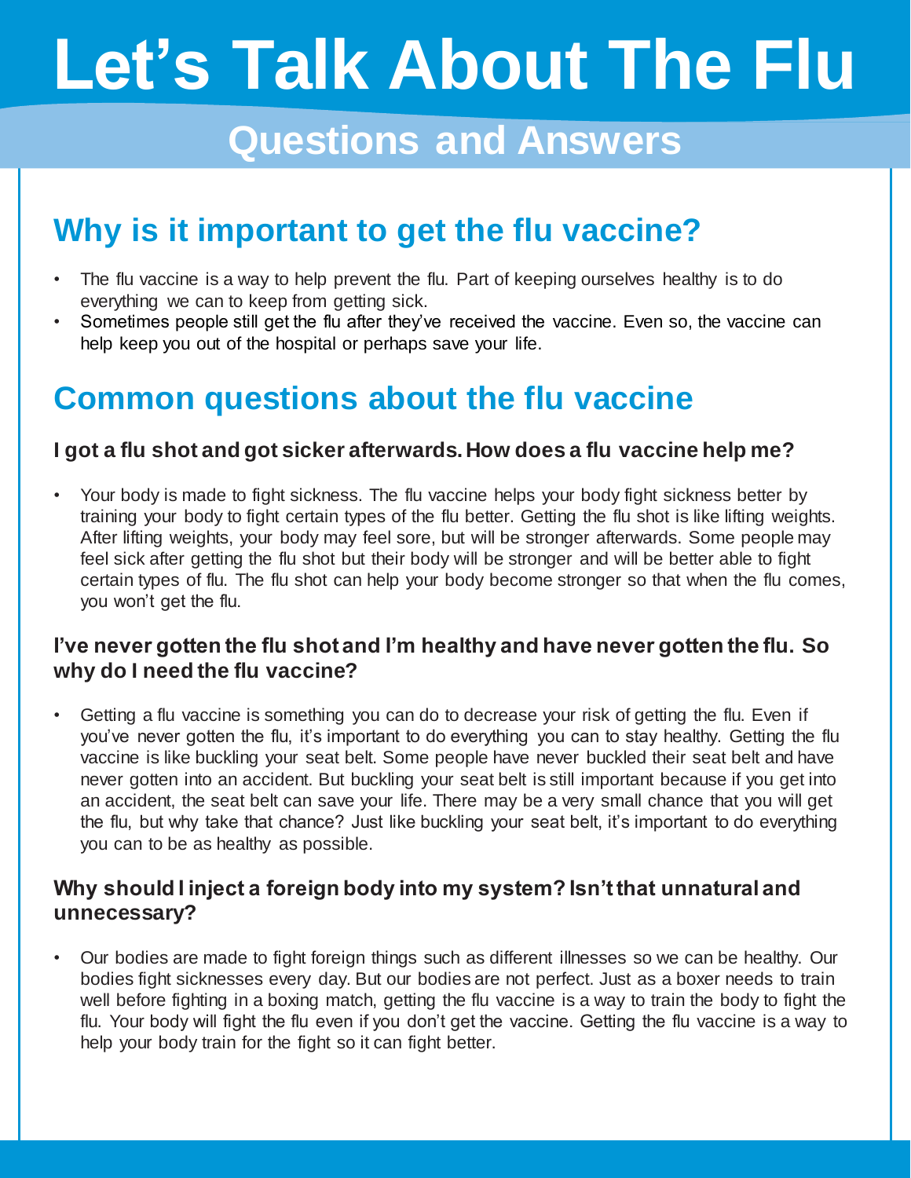# Let's Talk About The Flu

## Questions and Answers

## Why is it important to get the flu vaccine?

- The flu vaccine is a way to help prevent the flu. Part of keeping ourselves healthy is to do everything we can to keep from getting sick.
- Sometimes people still get the flu after they've received the vaccine. Even so, the vaccine can help keep you out of the hospital or perhaps save your life.

## Common questions about the flu vaccine

### I got a flu shot and got sicker afterwards. How does a flu vaccine help me?

- Your body is made to fight sickness. The flu vaccine helps your body fight sickness better by training your body to fight certain types of the flu better. Getting the flu shot is like lifting weights. After lifting weights, your body may feel sore, but will be stronger afterwards. Some people may feel sick after getting the flu shot but their body will be stronger and will be better able to fight certain types of flu. The flu shot can help your body become stronger so that when the flu comes, you won't get the flu.

### I've never gotten the flu shot and I'm healthy and have never gotten the flu. So why do I need the flu vaccine?

- Getting a flu vaccine is something you can do to decrease your risk of getting the flu. Even if you've never gotten the flu, it's important to do everything you can to stay healthy. Getting the flu vaccine is like buckling your seat belt. Some people have never buckled their seat belt and have never gotten into an accident. But buckling your seat belt is still important because if you get into an accident, the seat belt can save your life. There may be a very small chance that you will get the flu, but why take that chance? Just like buckling your seat belt, it's important to do everything you can to be as healthy as possible.

### Why should I inject a foreign body into my system? Isn't that unnatural and unnecessary?

- Our bodies are made to fight foreign things such as different illnesses so we can be healthy. Our bodies fight sicknesses every day. But our bodies are not perfect. Just as a boxer needs to train well before fighting in a boxing match, getting the flu vaccine is a way to train the body to fight the flu. Your body will fight the flu even if you don't get the vaccine. Getting the flu vaccine is a way to help your body train for the fight so it can fight better.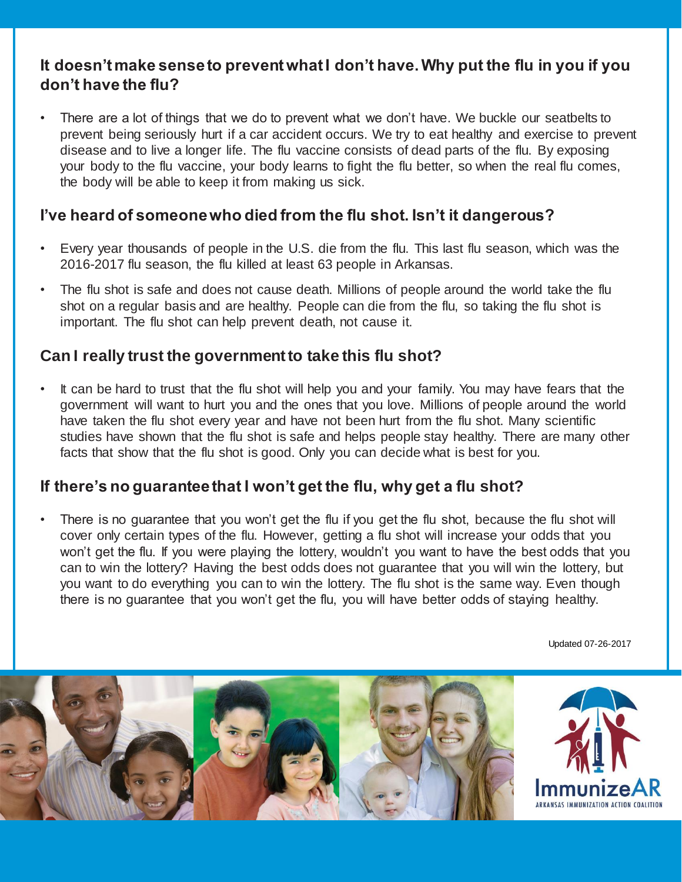## It doesn't make sense to prevent what I don't have. Why put the flu in you if you don't have the flu?

- There are a lot of things that we do to prevent what we don't have. We buckle our seatbelts to prevent being seriously hurt if a car accident occurs. We try to eat healthy and exercise to prevent disease and to live a longer life. The flu vaccine consists of dead parts of the flu. By exposing your body to the flu vaccine, your body learns to fight the flu better, so when the real flu comes, the body will be able to keep it from making us sick.

## I've heard of someone who died from the flu shot. Isn't it dangerous?

- Every year thousands of people in the U.S. die from the flu. This last flu season, which was the 2016-2017 flu season, the flu killed at least 63 people in Arkansas.
- The flu shot is safe and does not cause death. Millions of people around the world take the flu shot on a regular basis and are healthy. People can die from the flu, so taking the flu shot is important. The flu shot can help prevent death, not cause it.

## Can I really trust the government to take this flu shot?

- It can be hard to trust that the flu shot will help you and your family. You may have fears that the government will want to hurt you and the ones that you love. Millions of people around the world have taken the flu shot every year and have not been hurt from the flu shot. Many scientific studies have shown that the flu shot is safe and helps people stay healthy. There are many other facts that show that the flu shot is good. Only you can decide what is best for you.

## If there's no guarantee that I won't get the flu, why get a flu shot?

- There is no guarantee that you won't get the flu if you get the flu shot, because the flu shot will cover only certain types of the flu. However, getting a flu shot will increase your odds that you won't get the flu. If you were playing the lottery, wouldn't you want to have the best odds that you can to win the lottery? Having the best odds does not guarantee that you will win the lottery, but you want to do everything you can to win the lottery. The flu shot is the same way. Even though there is no guarantee that you won't get the flu, you will have better odds of staying healthy.

Updated 07-26-2017

ImmunizeAR
ARKANSAS IMMUNIZATION ACTION COALITION